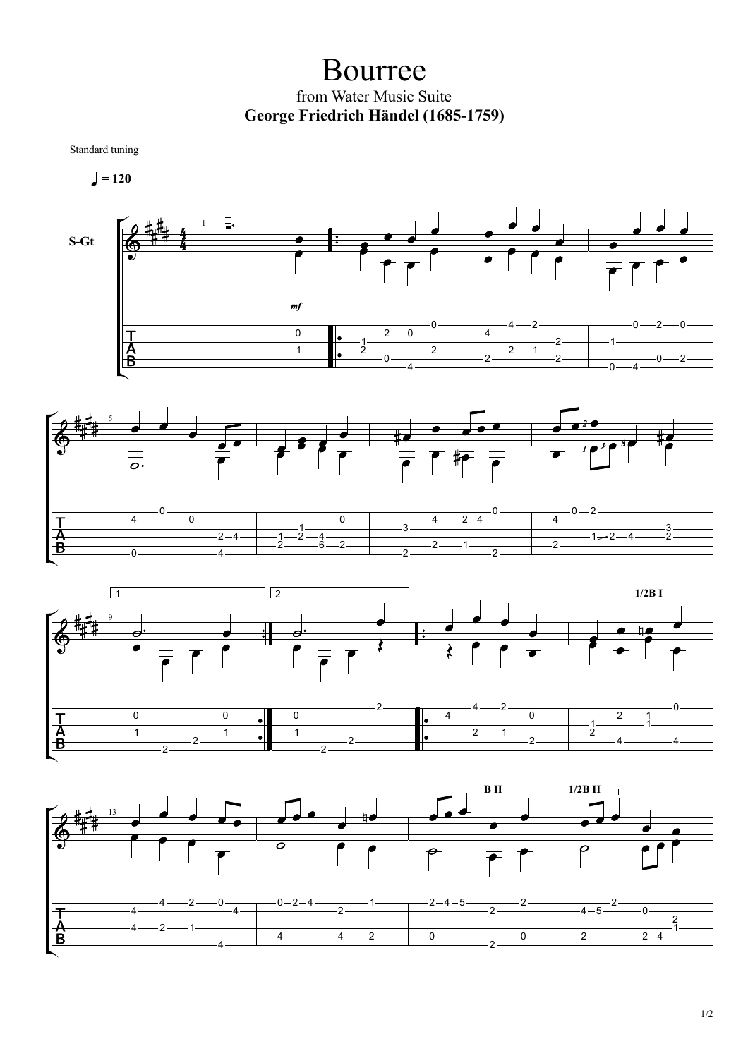# Bourree

from Water Music Suite

**George Friedrich Händel (1685-1759)**

Standard tuning

♩ = 120

S-Gt